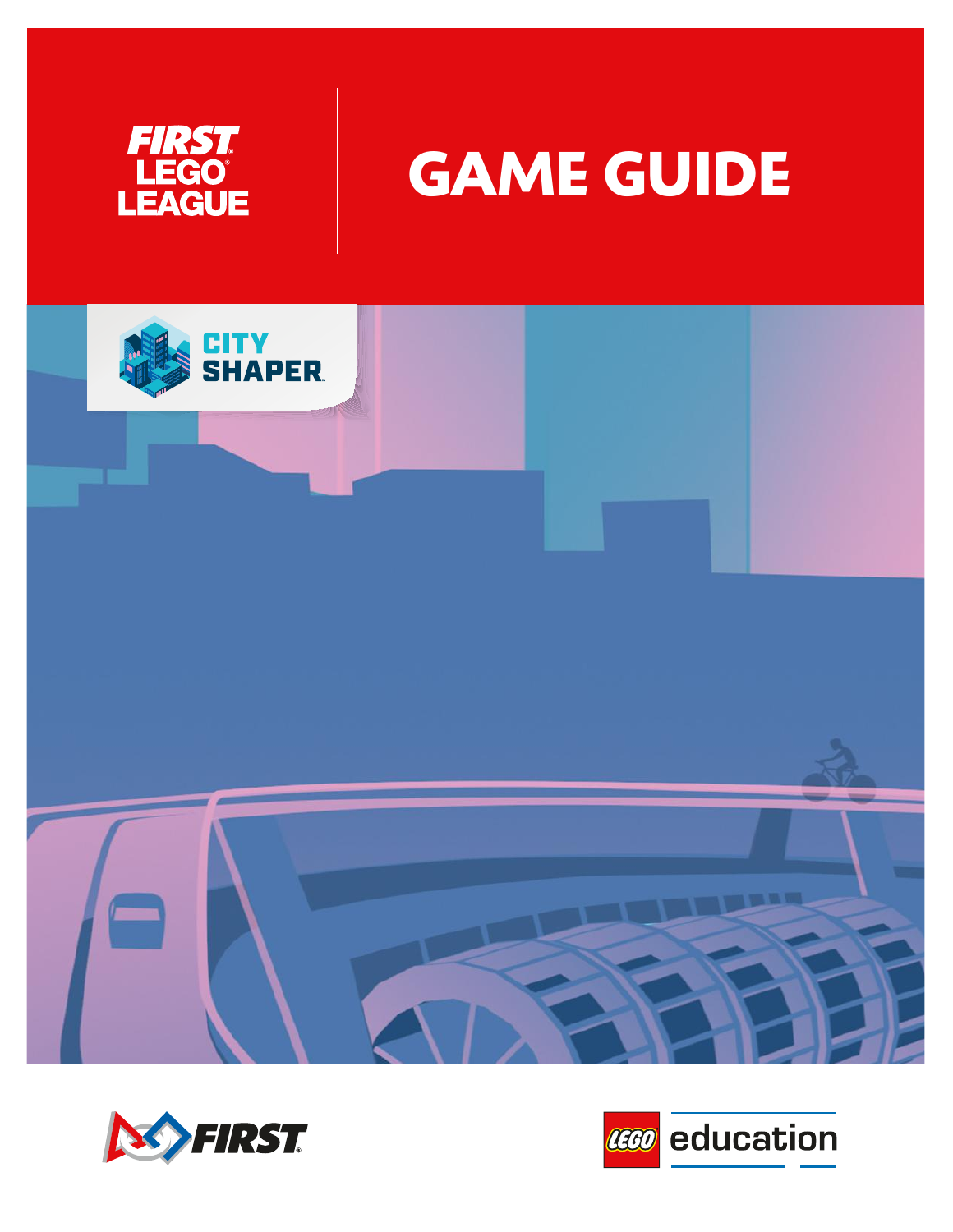FIRST LEGO LEAGUE

# GAME GUIDE

CITY SHAPER

FIRST

LEGO education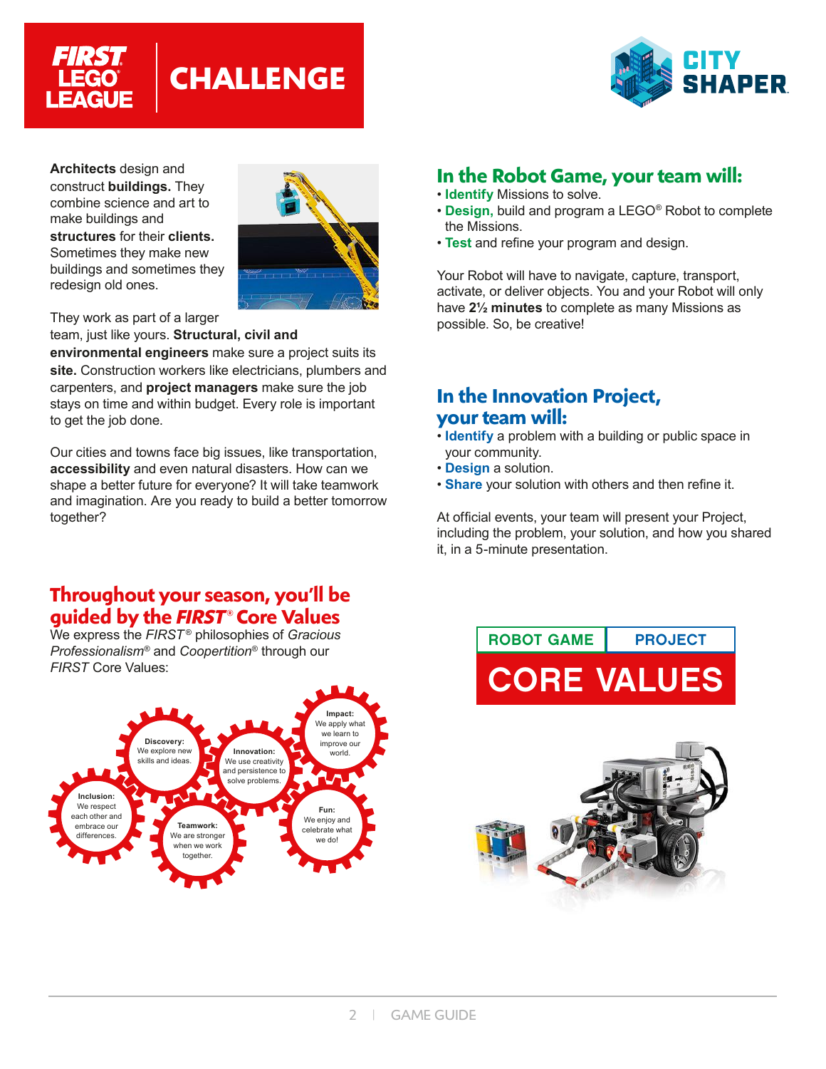# FIRST LEGO LEAGUE CHALLENGE

CITY SHAPER

**Architects** design and construct **buildings.** They combine science and art to make buildings and **structures** for their **clients.** Sometimes they make new buildings and sometimes they redesign old ones.

They work as part of a larger team, just like yours. **Structural, civil and environmental engineers** make sure a project suits its **site.** Construction workers like electricians, plumbers and carpenters, and **project managers** make sure the job stays on time and within budget. Every role is important to get the job done.

Our cities and towns face big issues, like transportation, **accessibility** and even natural disasters. How can we shape a better future for everyone? It will take teamwork and imagination. Are you ready to build a better tomorrow together?

## In the Robot Game, your team will:

- **Identify** Missions to solve.
- **Design,** build and program a LEGO® Robot to complete the Missions.
- **Test** and refine your program and design.

Your Robot will have to navigate, capture, transport, activate, or deliver objects. You and your Robot will only have **2½ minutes** to complete as many Missions as possible. So, be creative!

## In the Innovation Project, your team will:

- **Identify** a problem with a building or public space in your community.
- **Design** a solution.
- **Share** your solution with others and then refine it.

At official events, your team will present your Project, including the problem, your solution, and how you shared it, in a 5-minute presentation.

## Throughout your season, you'll be guided by the *FIRST*® Core Values

We express the *FIRST*® philosophies of *Gracious Professionalism*® and *Coopertition*® through our *FIRST* Core Values:

**Discovery:** We explore new skills and ideas.

**Innovation:** We use creativity and persistence to solve problems.

**Impact:** We apply what we learn to improve our world.

**Inclusion:** We respect each other and embrace our differences.

**Teamwork:** We are stronger when we work together.

**Fun:** We enjoy and celebrate what we do!

ROBOT GAME | PROJECT

CORE VALUES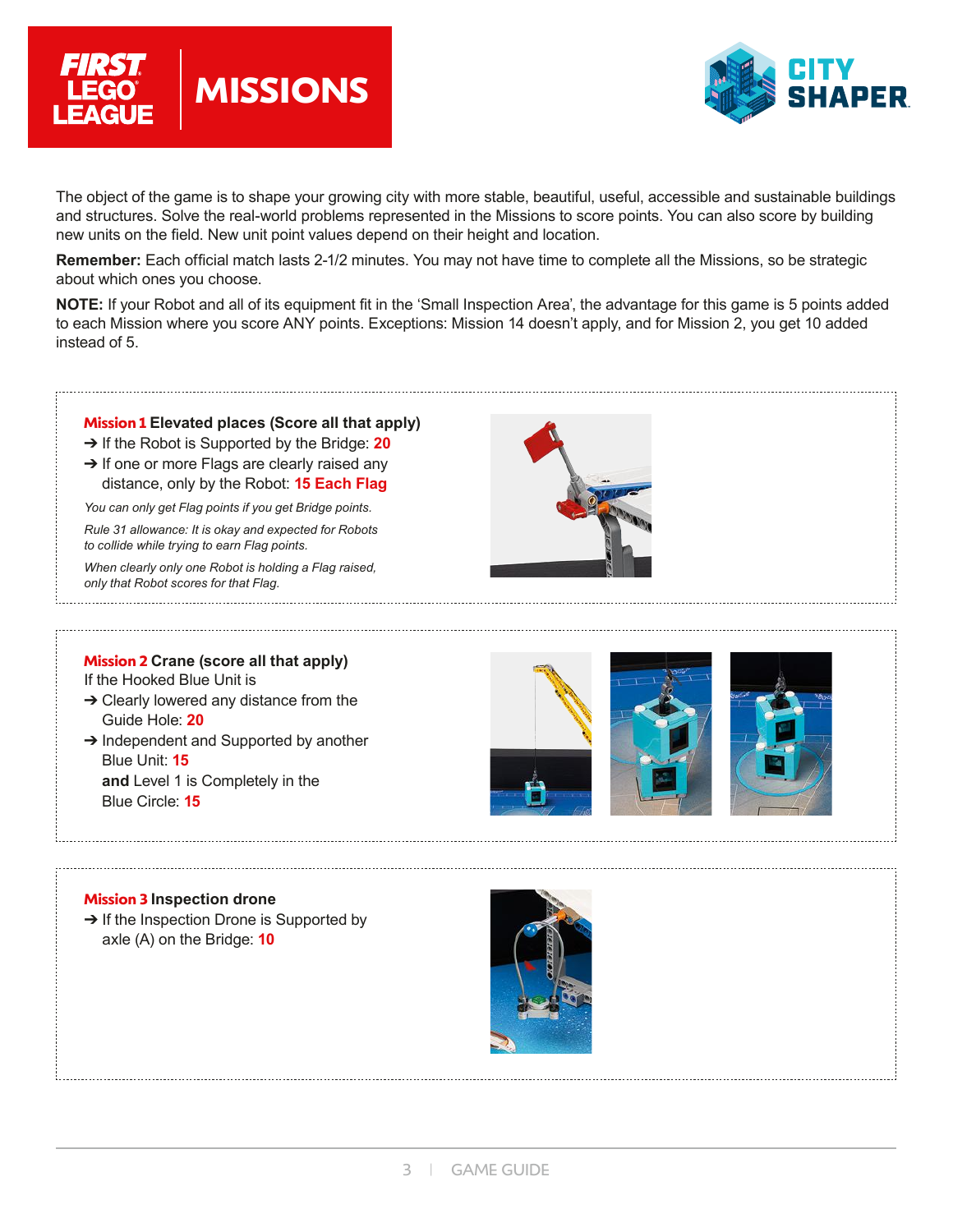The object of the game is to shape your growing city with more stable, beautiful, useful, accessible and sustainable buildings and structures. Solve the real-world problems represented in the Missions to score points. You can also score by building new units on the field. New unit point values depend on their height and location.

**Remember:** Each official match lasts 2-1/2 minutes. You may not have time to complete all the Missions, so be strategic about which ones you choose.

**NOTE:** If your Robot and all of its equipment fit in the 'Small Inspection Area', the advantage for this game is 5 points added to each Mission where you score ANY points. Exceptions: Mission 14 doesn't apply, and for Mission 2, you get 10 added instead of 5.

### Mission 1 Elevated places (Score all that apply)

- ➔ If the Robot is Supported by the Bridge: **20**
- ➔ If one or more Flags are clearly raised any distance, only by the Robot: **15 Each Flag**

*You can only get Flag points if you get Bridge points.*

*Rule 31 allowance: It is okay and expected for Robots to collide while trying to earn Flag points.*

*When clearly only one Robot is holding a Flag raised, only that Robot scores for that Flag.*

### Mission 2 Crane (score all that apply)

If the Hooked Blue Unit is

- ➔ Clearly lowered any distance from the Guide Hole: **20**
- ➔ Independent and Supported by another Blue Unit: **15**
  **and** Level 1 is Completely in the Blue Circle: **15**

### Mission 3 Inspection drone

- ➔ If the Inspection Drone is Supported by axle (A) on the Bridge: **10**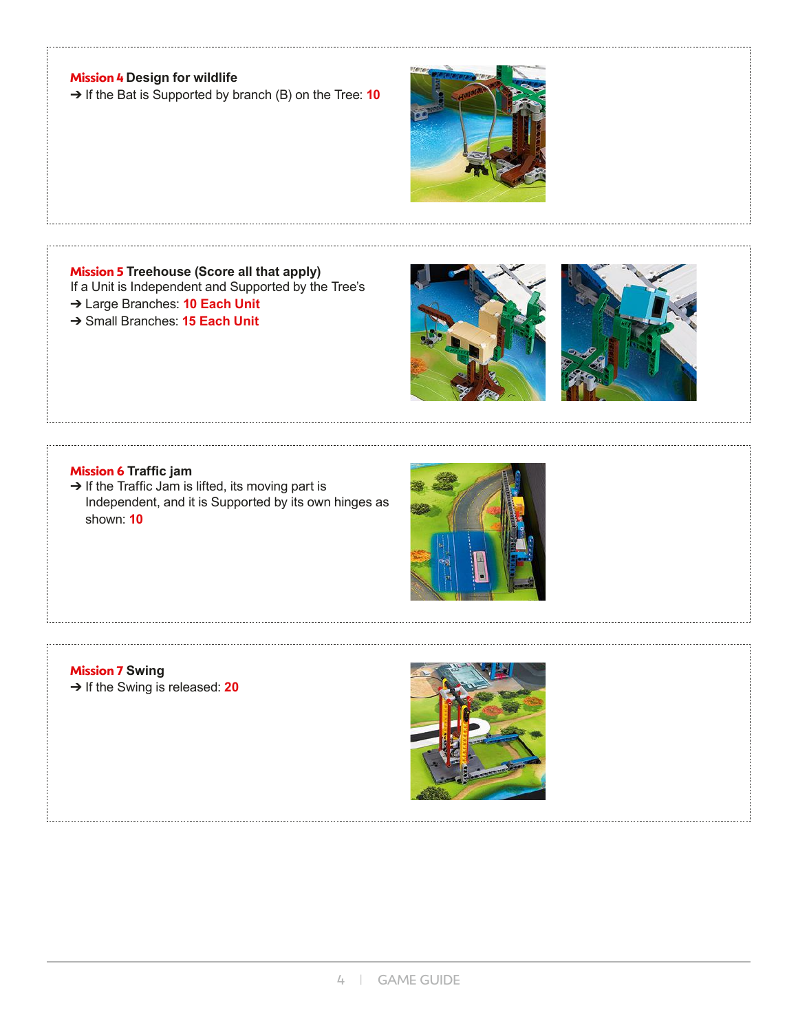**Mission 4** **Design for wildlife**

➔ If the Bat is Supported by branch (B) on the Tree: **10**

**Mission 5** **Treehouse (Score all that apply)**

If a Unit is Independent and Supported by the Tree's

➔ Large Branches: **10 Each Unit**

➔ Small Branches: **15 Each Unit**

**Mission 6** **Traffic jam**

➔ If the Traffic Jam is lifted, its moving part is Independent, and it is Supported by its own hinges as shown: **10**

**Mission 7** **Swing**

➔ If the Swing is released: **20**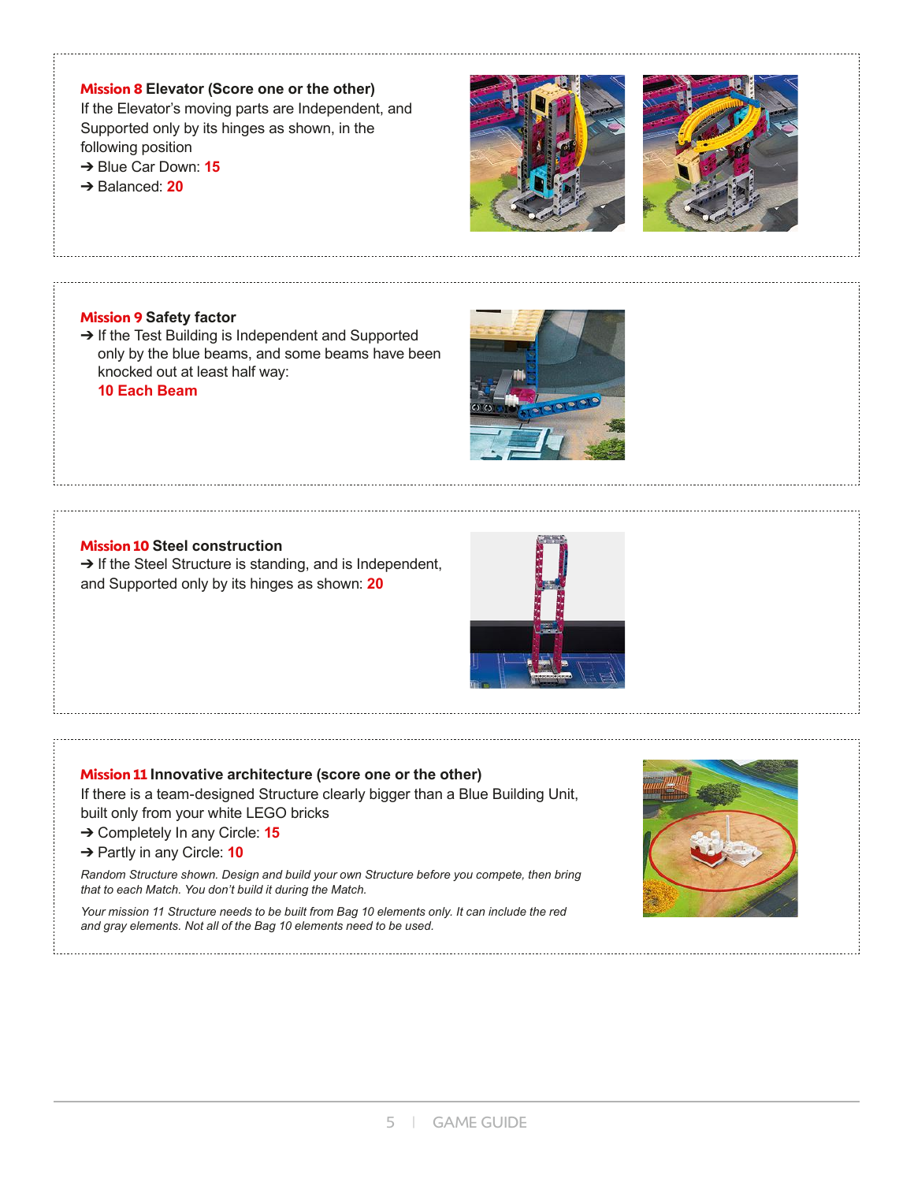**Mission 8 Elevator (Score one or the other)**

If the Elevator's moving parts are Independent, and Supported only by its hinges as shown, in the following position

- ➔ Blue Car Down: **15**
- ➔ Balanced: **20**

**Mission 9 Safety factor**

- ➔ If the Test Building is Independent and Supported only by the blue beams, and some beams have been knocked out at least half way:
  **10 Each Beam**

**Mission 10 Steel construction**

➔ If the Steel Structure is standing, and is Independent, and Supported only by its hinges as shown: **20**

**Mission 11 Innovative architecture (score one or the other)**

If there is a team-designed Structure clearly bigger than a Blue Building Unit, built only from your white LEGO bricks

- ➔ Completely In any Circle: **15**
- ➔ Partly in any Circle: **10**

*Random Structure shown. Design and build your own Structure before you compete, then bring that to each Match. You don't build it during the Match.*

*Your mission 11 Structure needs to be built from Bag 10 elements only. It can include the red and gray elements. Not all of the Bag 10 elements need to be used.*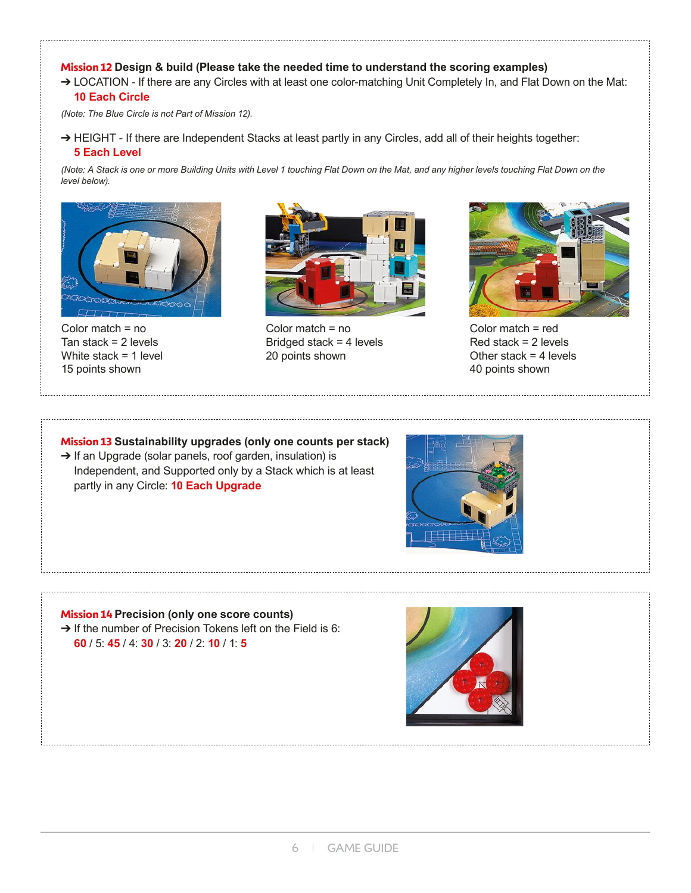**Mission 12 Design & build (Please take the needed time to understand the scoring examples)**

➔ LOCATION - If there are any Circles with at least one color-matching Unit Completely In, and Flat Down on the Mat: **10 Each Circle**

*(Note: The Blue Circle is not Part of Mission 12).*

➔ HEIGHT - If there are Independent Stacks at least partly in any Circles, add all of their heights together: **5 Each Level**

*(Note: A Stack is one or more Building Units with Level 1 touching Flat Down on the Mat, and any higher levels touching Flat Down on the level below).*

Color match = no
Tan stack = 2 levels
White stack = 1 level
15 points shown

Color match = no
Bridged stack = 4 levels
20 points shown

Color match = red
Red stack = 2 levels
Other stack = 4 levels
40 points shown

**Mission 13 Sustainability upgrades (only one counts per stack)**

➔ If an Upgrade (solar panels, roof garden, insulation) is Independent, and Supported only by a Stack which is at least partly in any Circle: **10 Each Upgrade**

**Mission 14 Precision (only one score counts)**

➔ If the number of Precision Tokens left on the Field is 6: **60** / 5: **45** / 4: **30** / 3: **20** / 2: **10** / 1: **5**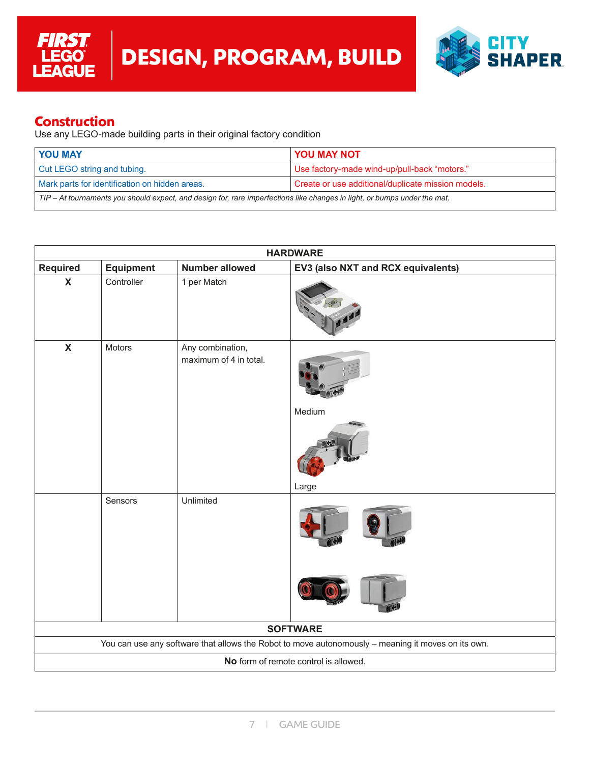## Construction

Use any LEGO-made building parts in their original factory condition

| YOU MAY | YOU MAY NOT |
|---|---|
| Cut LEGO string and tubing. | Use factory-made wind-up/pull-back "motors." |
| Mark parts for identification on hidden areas. | Create or use additional/duplicate mission models. |

*TIP – At tournaments you should expect, and design for, rare imperfections like changes in light, or bumps under the mat.*

| HARDWARE | | | |
|---|---|---|---|
| **Required** | **Equipment** | **Number allowed** | **EV3 (also NXT and RCX equivalents)** |
| X | Controller | 1 per Match | |
| X | Motors | Any combination, maximum of 4 in total. | Medium<br>Large |
| | Sensors | Unlimited | |

| SOFTWARE |
|---|
| You can use any software that allows the Robot to move autonomously – meaning it moves on its own. |
| **No** form of remote control is allowed. |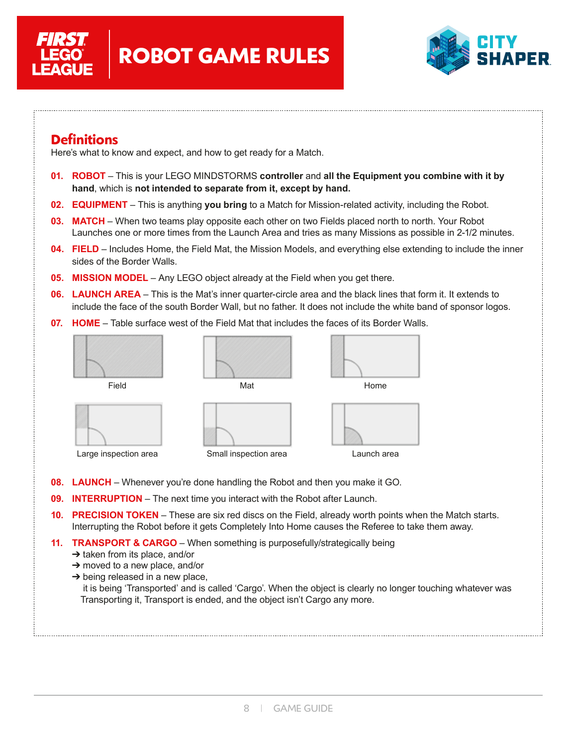# ROBOT GAME RULES

## Definitions

Here's what to know and expect, and how to get ready for a Match.

**01. ROBOT** – This is your LEGO MINDSTORMS **controller** and **all the Equipment you combine with it by hand**, which is **not intended to separate from it, except by hand.**

**02. EQUIPMENT** – This is anything **you bring** to a Match for Mission-related activity, including the Robot.

**03. MATCH** – When two teams play opposite each other on two Fields placed north to north. Your Robot Launches one or more times from the Launch Area and tries as many Missions as possible in 2-1/2 minutes.

**04. FIELD** – Includes Home, the Field Mat, the Mission Models, and everything else extending to include the inner sides of the Border Walls.

**05. MISSION MODEL** – Any LEGO object already at the Field when you get there.

**06. LAUNCH AREA** – This is the Mat's inner quarter-circle area and the black lines that form it. It extends to include the face of the south Border Wall, but no father. It does not include the white band of sponsor logos.

**07. HOME** – Table surface west of the Field Mat that includes the faces of its Border Walls.

Field

Mat

Home

Large inspection area

Small inspection area

Launch area

**08. LAUNCH** – Whenever you're done handling the Robot and then you make it GO.

**09. INTERRUPTION** – The next time you interact with the Robot after Launch.

**10. PRECISION TOKEN** – These are six red discs on the Field, already worth points when the Match starts. Interrupting the Robot before it gets Completely Into Home causes the Referee to take them away.

**11. TRANSPORT & CARGO** – When something is purposefully/strategically being
- ➔ taken from its place, and/or
- ➔ moved to a new place, and/or
- ➔ being released in a new place,

it is being 'Transported' and is called 'Cargo'. When the object is clearly no longer touching whatever was Transporting it, Transport is ended, and the object isn't Cargo any more.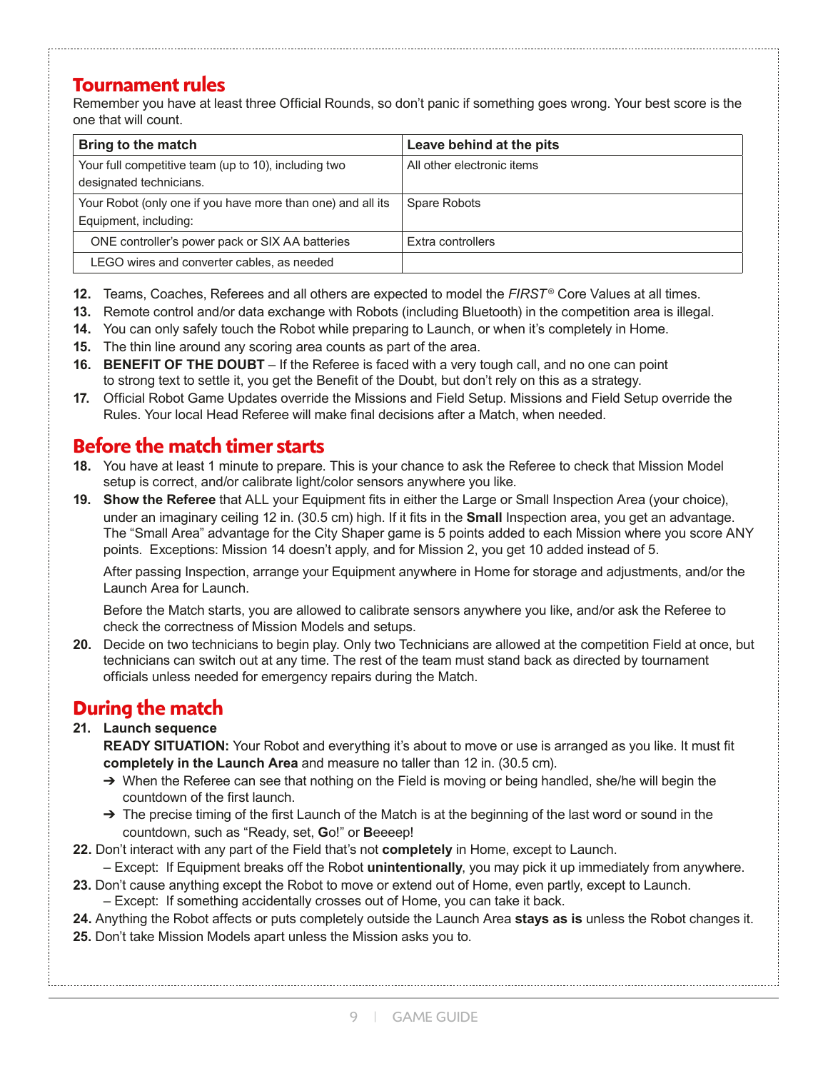## Tournament rules

Remember you have at least three Official Rounds, so don't panic if something goes wrong. Your best score is the one that will count.

| Bring to the match | Leave behind at the pits |
|---|---|
| Your full competitive team (up to 10), including two designated technicians. | All other electronic items |
| Your Robot (only one if you have more than one) and all its Equipment, including: | Spare Robots |
| ONE controller's power pack or SIX AA batteries | Extra controllers |
| LEGO wires and converter cables, as needed | |

12. Teams, Coaches, Referees and all others are expected to model the *FIRST®* Core Values at all times.
13. Remote control and/or data exchange with Robots (including Bluetooth) in the competition area is illegal.
14. You can only safely touch the Robot while preparing to Launch, or when it's completely in Home.
15. The thin line around any scoring area counts as part of the area.
16. **BENEFIT OF THE DOUBT** – If the Referee is faced with a very tough call, and no one can point to strong text to settle it, you get the Benefit of the Doubt, but don't rely on this as a strategy.
17. Official Robot Game Updates override the Missions and Field Setup. Missions and Field Setup override the Rules. Your local Head Referee will make final decisions after a Match, when needed.

## Before the match timer starts

18. You have at least 1 minute to prepare. This is your chance to ask the Referee to check that Mission Model setup is correct, and/or calibrate light/color sensors anywhere you like.
19. **Show the Referee** that ALL your Equipment fits in either the Large or Small Inspection Area (your choice), under an imaginary ceiling 12 in. (30.5 cm) high. If it fits in the **Small** Inspection area, you get an advantage. The "Small Area" advantage for the City Shaper game is 5 points added to each Mission where you score ANY points. Exceptions: Mission 14 doesn't apply, and for Mission 2, you get 10 added instead of 5.

    After passing Inspection, arrange your Equipment anywhere in Home for storage and adjustments, and/or the Launch Area for Launch.

    Before the Match starts, you are allowed to calibrate sensors anywhere you like, and/or ask the Referee to check the correctness of Mission Models and setups.
20. Decide on two technicians to begin play. Only two Technicians are allowed at the competition Field at once, but technicians can switch out at any time. The rest of the team must stand back as directed by tournament officials unless needed for emergency repairs during the Match.

## During the match

21. **Launch sequence**

    **READY SITUATION:** Your Robot and everything it's about to move or use is arranged as you like. It must fit **completely in the Launch Area** and measure no taller than 12 in. (30.5 cm).
    - ➔ When the Referee can see that nothing on the Field is moving or being handled, she/he will begin the countdown of the first launch.
    - ➔ The precise timing of the first Launch of the Match is at the beginning of the last word or sound in the countdown, such as "Ready, set, **G**o!" or **B**eeeep!
22. Don't interact with any part of the Field that's not **completely** in Home, except to Launch.
    – Except: If Equipment breaks off the Robot **unintentionally**, you may pick it up immediately from anywhere.
23. Don't cause anything except the Robot to move or extend out of Home, even partly, except to Launch.
    – Except: If something accidentally crosses out of Home, you can take it back.
24. Anything the Robot affects or puts completely outside the Launch Area **stays as is** unless the Robot changes it.
25. Don't take Mission Models apart unless the Mission asks you to.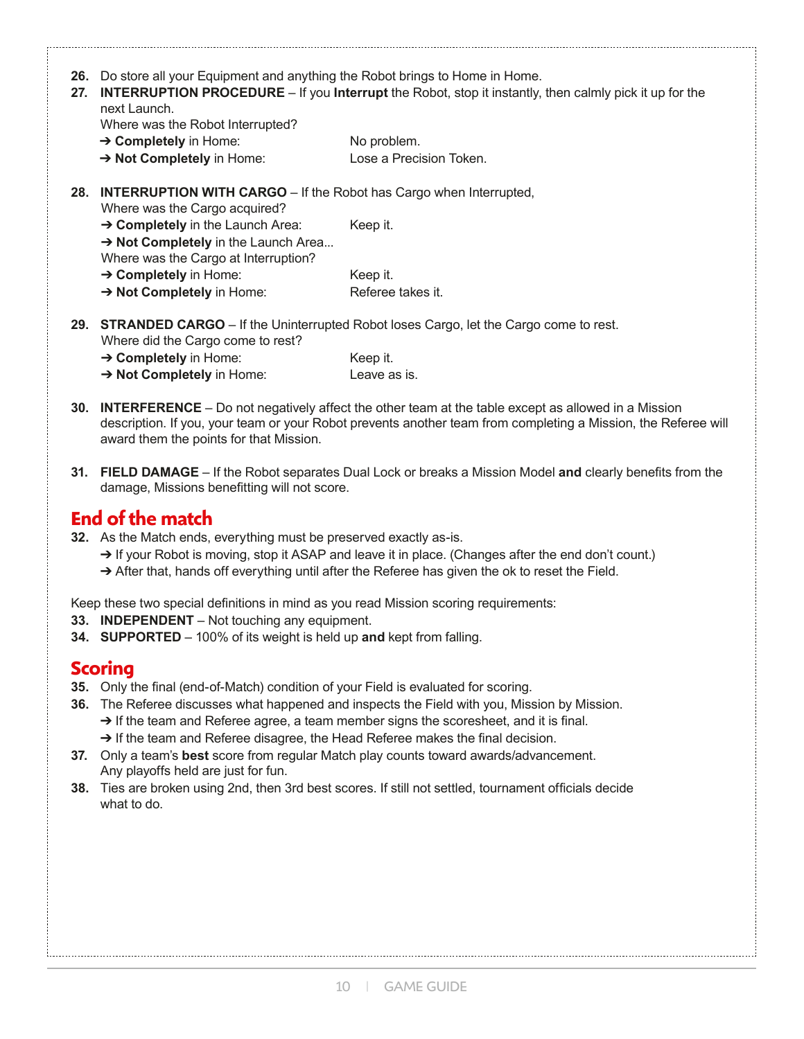26. Do store all your Equipment and anything the Robot brings to Home in Home.
27. **INTERRUPTION PROCEDURE** – If you **Interrupt** the Robot, stop it instantly, then calmly pick it up for the next Launch.
    Where was the Robot Interrupted?
    ➔ **Completely** in Home: No problem.
    ➔ **Not Completely** in Home: Lose a Precision Token.

28. **INTERRUPTION WITH CARGO** – If the Robot has Cargo when Interrupted,
    Where was the Cargo acquired?
    ➔ **Completely** in the Launch Area: Keep it.
    ➔ **Not Completely** in the Launch Area...
    Where was the Cargo at Interruption?
    ➔ **Completely** in Home: Keep it.
    ➔ **Not Completely** in Home: Referee takes it.

29. **STRANDED CARGO** – If the Uninterrupted Robot loses Cargo, let the Cargo come to rest.
    Where did the Cargo come to rest?
    ➔ **Completely** in Home: Keep it.
    ➔ **Not Completely** in Home: Leave as is.

30. **INTERFERENCE** – Do not negatively affect the other team at the table except as allowed in a Mission description. If you, your team or your Robot prevents another team from completing a Mission, the Referee will award them the points for that Mission.

31. **FIELD DAMAGE** – If the Robot separates Dual Lock or breaks a Mission Model **and** clearly benefits from the damage, Missions benefitting will not score.

## End of the match

32. As the Match ends, everything must be preserved exactly as-is.
    ➔ If your Robot is moving, stop it ASAP and leave it in place. (Changes after the end don't count.)
    ➔ After that, hands off everything until after the Referee has given the ok to reset the Field.

Keep these two special definitions in mind as you read Mission scoring requirements:

33. **INDEPENDENT** – Not touching any equipment.
34. **SUPPORTED** – 100% of its weight is held up **and** kept from falling.

## Scoring

35. Only the final (end-of-Match) condition of your Field is evaluated for scoring.
36. The Referee discusses what happened and inspects the Field with you, Mission by Mission.
    ➔ If the team and Referee agree, a team member signs the scoresheet, and it is final.
    ➔ If the team and Referee disagree, the Head Referee makes the final decision.
37. Only a team's **best** score from regular Match play counts toward awards/advancement. Any playoffs held are just for fun.
38. Ties are broken using 2nd, then 3rd best scores. If still not settled, tournament officials decide what to do.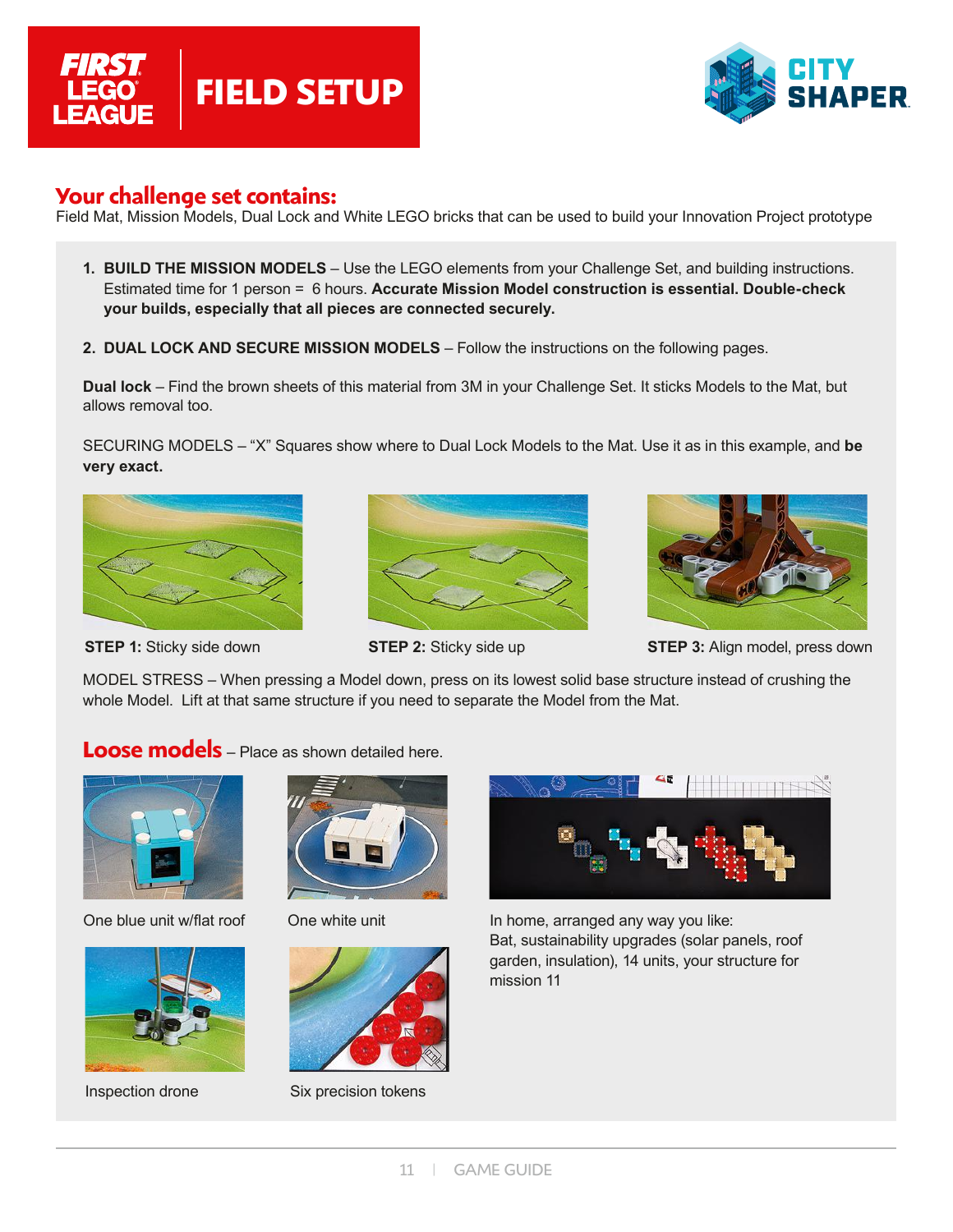# FIELD SETUP

## Your challenge set contains:

Field Mat, Mission Models, Dual Lock and White LEGO bricks that can be used to build your Innovation Project prototype

1. **BUILD THE MISSION MODELS** – Use the LEGO elements from your Challenge Set, and building instructions. Estimated time for 1 person = 6 hours. **Accurate Mission Model construction is essential. Double-check your builds, especially that all pieces are connected securely.**

2. **DUAL LOCK AND SECURE MISSION MODELS** – Follow the instructions on the following pages.

**Dual lock** – Find the brown sheets of this material from 3M in your Challenge Set. It sticks Models to the Mat, but allows removal too.

SECURING MODELS – "X" Squares show where to Dual Lock Models to the Mat. Use it as in this example, and **be very exact.**

**STEP 1:** Sticky side down

**STEP 2:** Sticky side up

**STEP 3:** Align model, press down

MODEL STRESS – When pressing a Model down, press on its lowest solid base structure instead of crushing the whole Model. Lift at that same structure if you need to separate the Model from the Mat.

## Loose models – Place as shown detailed here.

One blue unit w/flat roof

One white unit

In home, arranged any way you like: Bat, sustainability upgrades (solar panels, roof garden, insulation), 14 units, your structure for mission 11

Inspection drone

Six precision tokens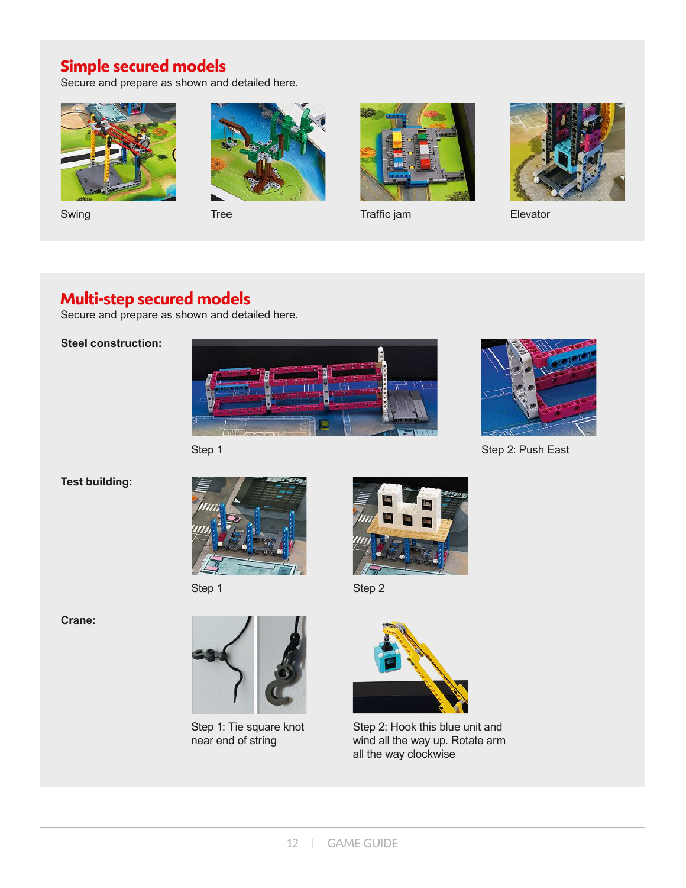## Simple secured models

Secure and prepare as shown and detailed here.

Swing

Tree

Traffic jam

Elevator

## Multi-step secured models

Secure and prepare as shown and detailed here.

**Steel construction:**

Step 1

Step 2: Push East

**Test building:**

Step 1

Step 2

**Crane:**

Step 1: Tie square knot near end of string

Step 2: Hook this blue unit and wind all the way up. Rotate arm all the way clockwise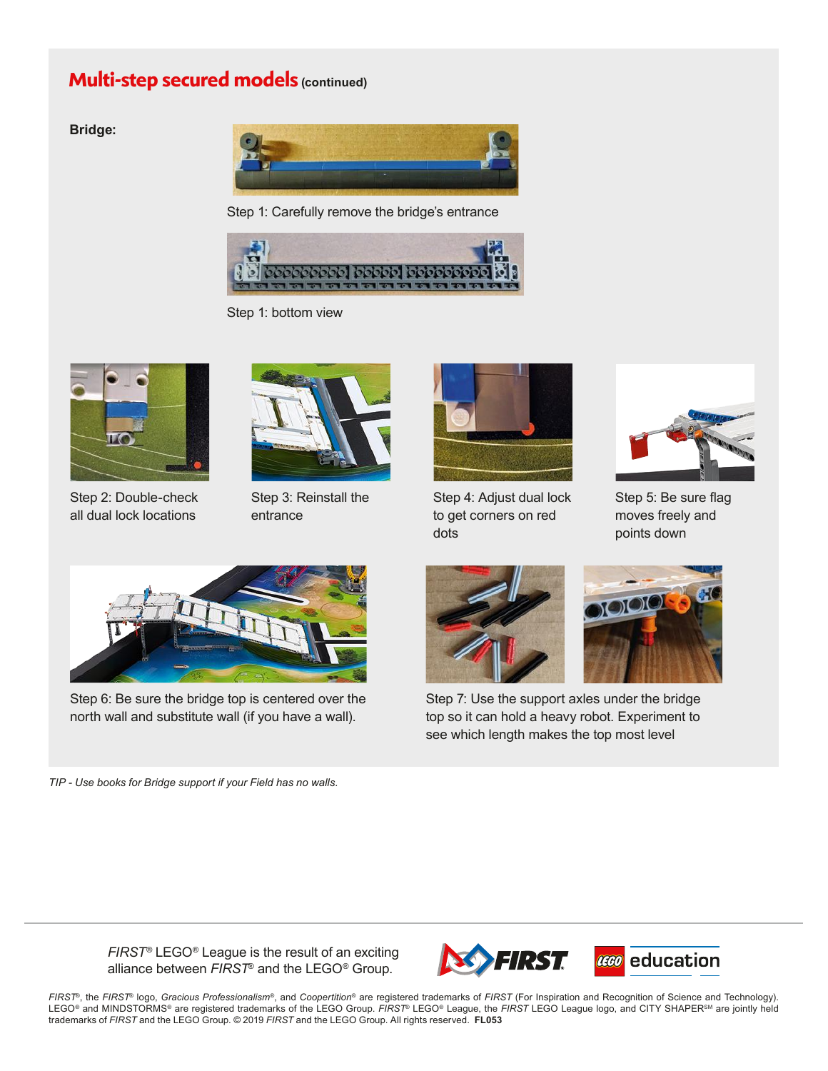## Multi-step secured models (continued)

**Bridge:**

Step 1: Carefully remove the bridge's entrance

Step 1: bottom view

Step 2: Double-check all dual lock locations

Step 3: Reinstall the entrance

Step 4: Adjust dual lock to get corners on red dots

Step 5: Be sure flag moves freely and points down

Step 6: Be sure the bridge top is centered over the north wall and substitute wall (if you have a wall).

Step 7: Use the support axles under the bridge top so it can hold a heavy robot. Experiment to see which length makes the top most level

*TIP - Use books for Bridge support if your Field has no walls.*

*FIRST*® LEGO® League is the result of an exciting alliance between *FIRST*® and the LEGO® Group.

*FIRST*®, the *FIRST*® logo, *Gracious Professionalism*®, and *Coopertition*® are registered trademarks of *FIRST* (For Inspiration and Recognition of Science and Technology). LEGO® and MINDSTORMS® are registered trademarks of the LEGO Group. *FIRST*® LEGO® League, the *FIRST* LEGO League logo, and CITY SHAPER℠ are jointly held trademarks of *FIRST* and the LEGO Group. © 2019 *FIRST* and the LEGO Group. All rights reserved. **FL053**